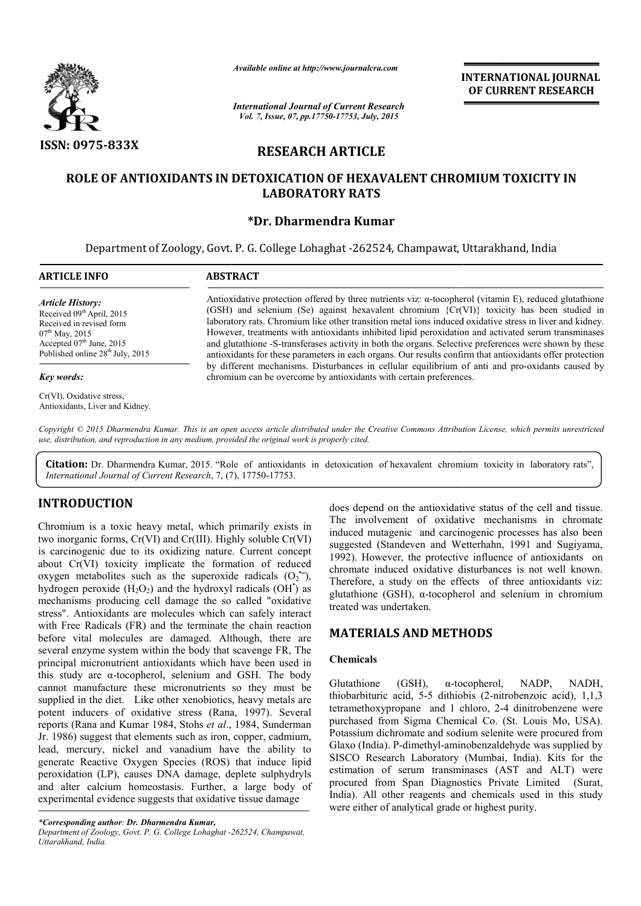*Available online at http://www.journalcra.com*

*International Journal of Current Research*
*Vol. 7, Issue, 07, pp.17750-17753, July, 2015*

ISSN: 0975-833X

INTERNATIONAL JOURNAL OF CURRENT RESEARCH

## RESEARCH ARTICLE

# ROLE OF ANTIOXIDANTS IN DETOXICATION OF HEXAVALENT CHROMIUM TOXICITY IN LABORATORY RATS

### *Dr. Dharmendra Kumar

Department of Zoology, Govt. P. G. College Lohaghat -262524, Champawat, Uttarakhand, India

**ARTICLE INFO**

*Article History:*
Received 09th April, 2015
Received in revised form
07th May, 2015
Accepted 07th June, 2015
Published online 28th July, 2015

*Key words:*

Cr(VI), Oxidative stress, Antioxidants, Liver and Kidney.

**ABSTRACT**

Antioxidative protection offered by three nutrients viz: α-tocopherol (vitamin E), reduced glutathione (GSH) and selenium (Se) against hexavalent chromium {Cr(VI)} toxicity has been studied in laboratory rats. Chromium like other transition metal ions induced oxidative stress in liver and kidney. However, treatments with antioxidants inhibited lipid peroxidation and activated serum transminases and glutathione -S-transferases activity in both the organs. Selective preferences were shown by these antioxidants for these parameters in each organs. Our results confirm that antioxidants offer protection by different mechanisms. Disturbances in cellular equilibrium of anti and pro-oxidants caused by chromium can be overcome by antioxidants with certain preferences.

*Copyright © 2015 Dharmendra Kumar. This is an open access article distributed under the Creative Commons Attribution License, which permits unrestricted use, distribution, and reproduction in any medium, provided the original work is properly cited.*

**Citation:** Dr. Dharmendra Kumar, 2015. "Role of antioxidants in detoxication of hexavalent chromium toxicity in laboratory rats", *International Journal of Current Research*, 7, (7), 17750-17753.

## INTRODUCTION

Chromium is a toxic heavy metal, which primarily exists in two inorganic forms, Cr(VI) and Cr(III). Highly soluble Cr(VI) is carcinogenic due to its oxidizing nature. Current concept about Cr(VI) toxicity implicate the formation of reduced oxygen metabolites such as the superoxide radicals ($O_2^{\bullet-}$), hydrogen peroxide ($H_2O_2$) and the hydroxyl radicals ($OH^{\bullet}$) as mechanisms producing cell damage the so called "oxidative stress". Antioxidants are molecules which can safely interact with Free Radicals (FR) and the terminate the chain reaction before vital molecules are damaged. Although, there are several enzyme system within the body that scavenge FR, The principal micronutrient antioxidants which have been used in this study are α-tocopherol, selenium and GSH. The body cannot manufacture these micronutrients so they must be supplied in the diet. Like other xenobiotics, heavy metals are potent inducers of oxidative stress (Rana, 1997). Several reports (Rana and Kumar 1984, Stohs *et al*., 1984, Sunderman Jr. 1986) suggest that elements such as iron, copper, cadmium, lead, mercury, nickel and vanadium have the ability to generate Reactive Oxygen Species (ROS) that induce lipid peroxidation (LP), causes DNA damage, deplete sulphydryls and alter calcium homeostasis. Further, a large body of experimental evidence suggests that oxidative tissue damage does depend on the antioxidative status of the cell and tissue. The involvement of oxidative mechanisms in chromate induced mutagenic and carcinogenic processes has also been suggested (Standeven and Wetterhahn, 1991 and Sugiyama, 1992). However, the protective influence of antioxidants on chromate induced oxidative disturbances is not well known. Therefore, a study on the effects of three antioxidants viz: glutathione (GSH), α-tocopherol and selenium in chromium treated was undertaken.

## MATERIALS AND METHODS

### Chemicals

Glutathione (GSH), α-tocopherol, NADP, NADH, thiobarbituric acid, 5-5 dithiobis (2-nitrobenzoic acid), 1,1,3 tetramethoxypropane and 1 chloro, 2-4 dinitrobenzene were purchased from Sigma Chemical Co. (St. Louis Mo, USA). Potassium dichromate and sodium selenite were procured from Glaxo (India). P-dimethyl-aminobenzaldehyde was supplied by SISCO Research Laboratory (Mumbai, India). Kits for the estimation of serum transminases (AST and ALT) were procured from Span Diagnostics Private Limited (Surat, India). All other reagents and chemicals used in this study were either of analytical grade or highest purity.

**\*Corresponding author: Dr. Dharmendra Kumar,**
*Department of Zoology, Govt. P. G. College Lohaghat -262524, Champawat, Uttarakhand, India.*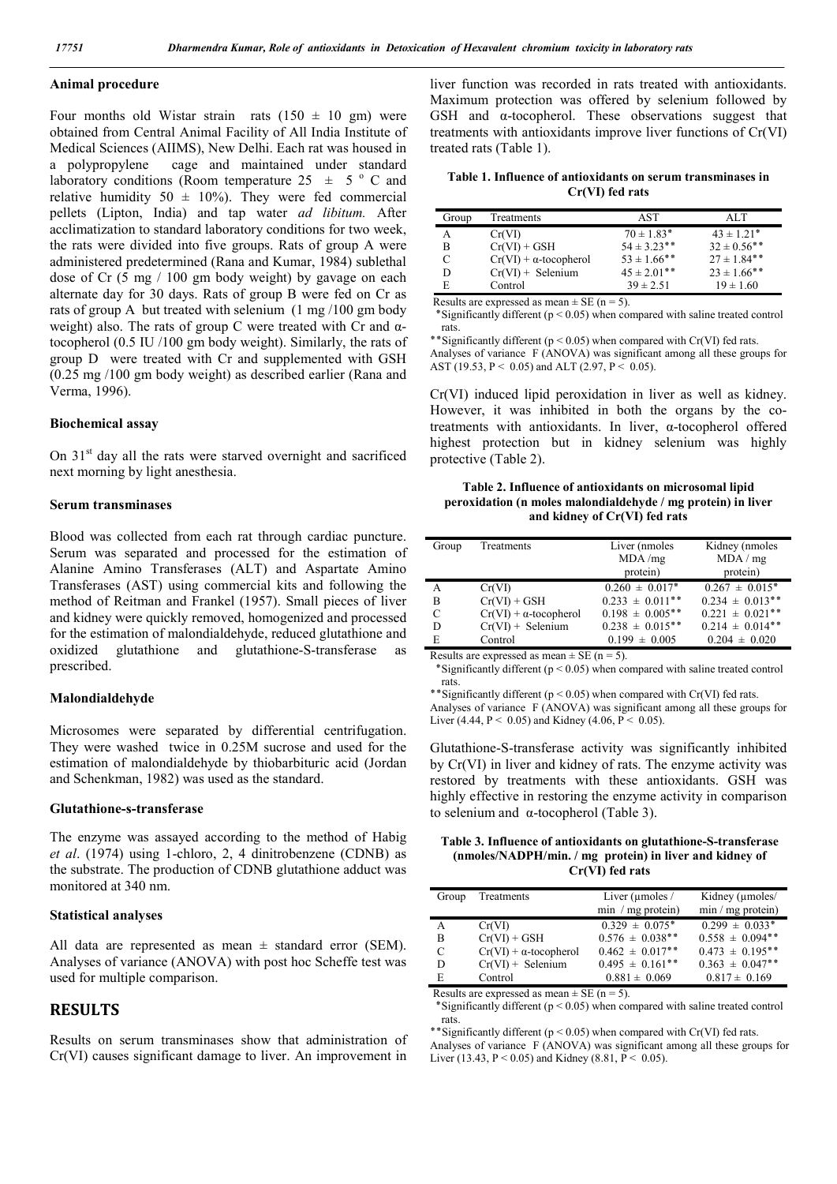## Animal procedure

Four months old Wistar strain rats (150 ± 10 gm) were obtained from Central Animal Facility of All India Institute of Medical Sciences (AIIMS), New Delhi. Each rat was housed in a polypropylene cage and maintained under standard laboratory conditions (Room temperature 25 ± 5 °C and relative humidity 50 ± 10%). They were fed commercial pellets (Lipton, India) and tap water *ad libitum.* After acclimatization to standard laboratory conditions for two week, the rats were divided into five groups. Rats of group A were administered predetermined (Rana and Kumar, 1984) sublethal dose of Cr (5 mg / 100 gm body weight) by gavage on each alternate day for 30 days. Rats of group B were fed on Cr as rats of group A but treated with selenium (1 mg /100 gm body weight) also. The rats of group C were treated with Cr and α-tocopherol (0.5 IU /100 gm body weight). Similarly, the rats of group D were treated with Cr and supplemented with GSH (0.25 mg /100 gm body weight) as described earlier (Rana and Verma, 1996).

## Biochemical assay

On 31st day all the rats were starved overnight and sacrificed next morning by light anesthesia.

## Serum transminases

Blood was collected from each rat through cardiac puncture. Serum was separated and processed for the estimation of Alanine Amino Transferases (ALT) and Aspartate Amino Transferases (AST) using commercial kits and following the method of Reitman and Frankel (1957). Small pieces of liver and kidney were quickly removed, homogenized and processed for the estimation of malondialdehyde, reduced glutathione and oxidized glutathione and glutathione-S-transferase as prescribed.

## Malondialdehyde

Microsomes were separated by differential centrifugation. They were washed twice in 0.25M sucrose and used for the estimation of malondialdehyde by thiobarbituric acid (Jordan and Schenkman, 1982) was used as the standard.

## Glutathione-s-transferase

The enzyme was assayed according to the method of Habig *et al*. (1974) using 1-chloro, 2, 4 dinitrobenzene (CDNB) as the substrate. The production of CDNB glutathione adduct was monitored at 340 nm.

## Statistical analyses

All data are represented as mean ± standard error (SEM). Analyses of variance (ANOVA) with post hoc Scheffe test was used for multiple comparison.

# RESULTS

Results on serum transminases show that administration of Cr(VI) causes significant damage to liver. An improvement in liver function was recorded in rats treated with antioxidants. Maximum protection was offered by selenium followed by GSH and α-tocopherol. These observations suggest that treatments with antioxidants improve liver functions of Cr(VI) treated rats (Table 1).

**Table 1. Influence of antioxidants on serum transminases in Cr(VI) fed rats**

| Group | Treatments | AST | ALT |
|---|---|---|---|
| A | Cr(VI) | 70 ± 1.83* | 43 ± 1.21* |
| B | Cr(VI) + GSH | 54 ± 3.23** | 32 ± 0.56** |
| C | Cr(VI) + α-tocopherol | 53 ± 1.66** | 27 ± 1.84** |
| D | Cr(VI) + Selenium | 45 ± 2.01** | 23 ± 1.66** |
| E | Control | 39 ± 2.51 | 19 ± 1.60 |

Results are expressed as mean ± SE (n = 5).
*Significantly different ($p < 0.05$) when compared with saline treated control rats.
**Significantly different ($p < 0.05$) when compared with Cr(VI) fed rats.
Analyses of variance F (ANOVA) was significant among all these groups for AST (19.53, $P < 0.05$) and ALT (2.97, $P < 0.05$).

Cr(VI) induced lipid peroxidation in liver as well as kidney. However, it was inhibited in both the organs by the co-treatments with antioxidants. In liver, α-tocopherol offered highest protection but in kidney selenium was highly protective (Table 2).

**Table 2. Influence of antioxidants on microsomal lipid peroxidation (n moles malondialdehyde / mg protein) in liver and kidney of Cr(VI) fed rats**

| Group | Treatments | Liver (nmoles MDA /mg protein) | Kidney (nmoles MDA / mg protein) |
|---|---|---|---|
| A | Cr(VI) | 0.260 ± 0.017* | 0.267 ± 0.015* |
| B | Cr(VI) + GSH | 0.233 ± 0.011** | 0.234 ± 0.013** |
| C | Cr(VI) + α-tocopherol | 0.198 ± 0.005** | 0.221 ± 0.021** |
| D | Cr(VI) + Selenium | 0.238 ± 0.015** | 0.214 ± 0.014** |
| E | Control | 0.199 ± 0.005 | 0.204 ± 0.020 |

Results are expressed as mean ± SE (n = 5).
*Significantly different ($p < 0.05$) when compared with saline treated control rats.
**Significantly different ($p < 0.05$) when compared with Cr(VI) fed rats.
Analyses of variance F (ANOVA) was significant among all these groups for Liver (4.44, $P < 0.05$) and Kidney (4.06, $P < 0.05$).

Glutathione-S-transferase activity was significantly inhibited by Cr(VI) in liver and kidney of rats. The enzyme activity was restored by treatments with these antioxidants. GSH was highly effective in restoring the enzyme activity in comparison to selenium and α-tocopherol (Table 3).

**Table 3. Influence of antioxidants on glutathione-S-transferase (nmoles/NADPH/min. / mg protein) in liver and kidney of Cr(VI) fed rats**

| Group | Treatments | Liver (µmoles / min / mg protein) | Kidney (µmoles/ min / mg protein) |
|---|---|---|---|
| A | Cr(VI) | 0.329 ± 0.075* | 0.299 ± 0.033* |
| B | Cr(VI) + GSH | 0.576 ± 0.038** | 0.558 ± 0.094** |
| C | Cr(VI) + α-tocopherol | 0.462 ± 0.017** | 0.473 ± 0.195** |
| D | Cr(VI) + Selenium | 0.495 ± 0.161** | 0.363 ± 0.047** |
| E | Control | 0.881 ± 0.069 | 0.817 ± 0.169 |

Results are expressed as mean ± SE (n = 5).
*Significantly different ($p < 0.05$) when compared with saline treated control rats.
**Significantly different ($p < 0.05$) when compared with Cr(VI) fed rats.
Analyses of variance F (ANOVA) was significant among all these groups for Liver (13.43, $P < 0.05$) and Kidney (8.81, $P < 0.05$).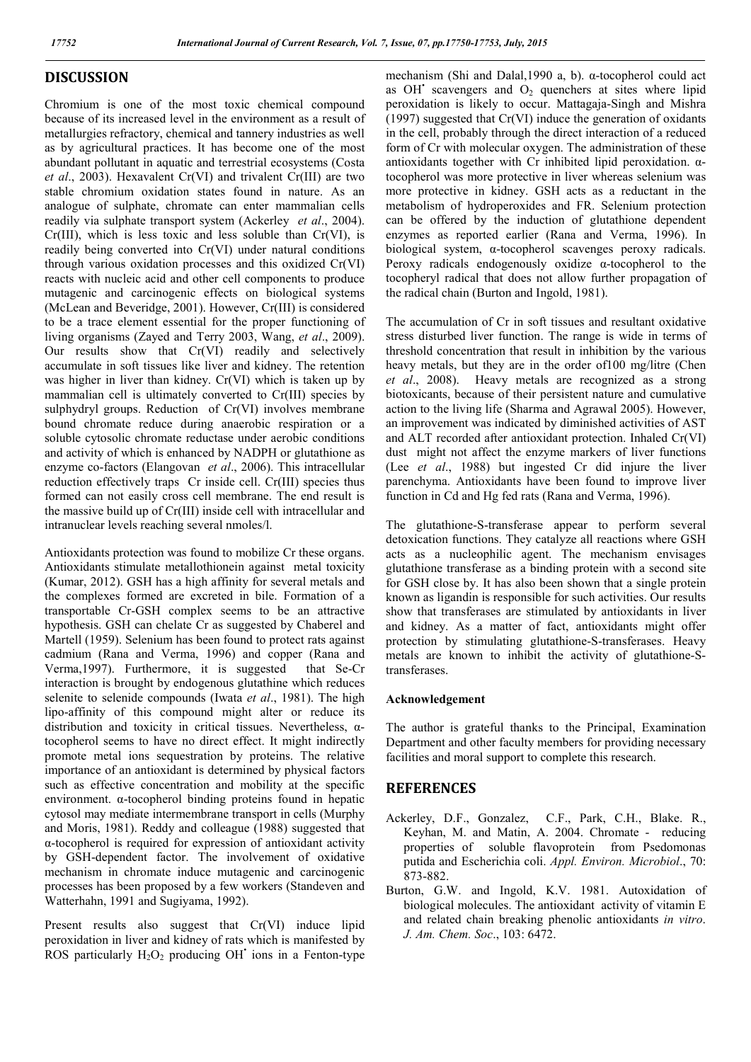## DISCUSSION

Chromium is one of the most toxic chemical compound because of its increased level in the environment as a result of metallurgies refractory, chemical and tannery industries as well as by agricultural practices. It has become one of the most abundant pollutant in aquatic and terrestrial ecosystems (Costa *et al*., 2003). Hexavalent Cr(VI) and trivalent Cr(III) are two stable chromium oxidation states found in nature. As an analogue of sulphate, chromate can enter mammalian cells readily via sulphate transport system (Ackerley *et al*., 2004). Cr(III), which is less toxic and less soluble than Cr(VI), is readily being converted into Cr(VI) under natural conditions through various oxidation processes and this oxidized Cr(VI) reacts with nucleic acid and other cell components to produce mutagenic and carcinogenic effects on biological systems (McLean and Beveridge, 2001). However, Cr(III) is considered to be a trace element essential for the proper functioning of living organisms (Zayed and Terry 2003, Wang, *et al*., 2009). Our results show that Cr(VI) readily and selectively accumulate in soft tissues like liver and kidney. The retention was higher in liver than kidney. Cr(VI) which is taken up by mammalian cell is ultimately converted to Cr(III) species by sulphydryl groups. Reduction of Cr(VI) involves membrane bound chromate reduce during anaerobic respiration or a soluble cytosolic chromate reductase under aerobic conditions and activity of which is enhanced by NADPH or glutathione as enzyme co-factors (Elangovan *et al*., 2006). This intracellular reduction effectively traps Cr inside cell. Cr(III) species thus formed can not easily cross cell membrane. The end result is the massive build up of Cr(III) inside cell with intracellular and intranuclear levels reaching several nmoles/l.

Antioxidants protection was found to mobilize Cr these organs. Antioxidants stimulate metallothionein against metal toxicity (Kumar, 2012). GSH has a high affinity for several metals and the complexes formed are excreted in bile. Formation of a transportable Cr-GSH complex seems to be an attractive hypothesis. GSH can chelate Cr as suggested by Chaberel and Martell (1959). Selenium has been found to protect rats against cadmium (Rana and Verma, 1996) and copper (Rana and Verma,1997). Furthermore, it is suggested that Se-Cr interaction is brought by endogenous glutathine which reduces selenite to selenide compounds (Iwata *et al*., 1981). The high lipo-affinity of this compound might alter or reduce its distribution and toxicity in critical tissues. Nevertheless, α-tocopherol seems to have no direct effect. It might indirectly promote metal ions sequestration by proteins. The relative importance of an antioxidant is determined by physical factors such as effective concentration and mobility at the specific environment. α-tocopherol binding proteins found in hepatic cytosol may mediate intermembrane transport in cells (Murphy and Moris, 1981). Reddy and colleague (1988) suggested that α-tocopherol is required for expression of antioxidant activity by GSH-dependent factor. The involvement of oxidative mechanism in chromate induce mutagenic and carcinogenic processes has been proposed by a few workers (Standeven and Watterhahn, 1991 and Sugiyama, 1992).

Present results also suggest that Cr(VI) induce lipid peroxidation in liver and kidney of rats which is manifested by ROS particularly $H_2O_2$ producing $OH^{\bullet}$ ions in a Fenton-type mechanism (Shi and Dalal,1990 a, b). α-tocopherol could act as $OH^{\bullet}$ scavengers and $O_2$ quenchers at sites where lipid peroxidation is likely to occur. Mattagaja-Singh and Mishra (1997) suggested that Cr(VI) induce the generation of oxidants in the cell, probably through the direct interaction of a reduced form of Cr with molecular oxygen. The administration of these antioxidants together with Cr inhibited lipid peroxidation. α-tocopherol was more protective in liver whereas selenium was more protective in kidney. GSH acts as a reductant in the metabolism of hydroperoxides and FR. Selenium protection can be offered by the induction of glutathione dependent enzymes as reported earlier (Rana and Verma, 1996). In biological system, α-tocopherol scavenges peroxy radicals. Peroxy radicals endogenously oxidize α-tocopherol to the tocopheryl radical that does not allow further propagation of the radical chain (Burton and Ingold, 1981).

The accumulation of Cr in soft tissues and resultant oxidative stress disturbed liver function. The range is wide in terms of threshold concentration that result in inhibition by the various heavy metals, but they are in the order of100 mg/litre (Chen *et al*., 2008). Heavy metals are recognized as a strong biotoxicants, because of their persistent nature and cumulative action to the living life (Sharma and Agrawal 2005). However, an improvement was indicated by diminished activities of AST and ALT recorded after antioxidant protection. Inhaled Cr(VI) dust might not affect the enzyme markers of liver functions (Lee *et al*., 1988) but ingested Cr did injure the liver parenchyma. Antioxidants have been found to improve liver function in Cd and Hg fed rats (Rana and Verma, 1996).

The glutathione-S-transferase appear to perform several detoxication functions. They catalyze all reactions where GSH acts as a nucleophilic agent. The mechanism envisages glutathione transferase as a binding protein with a second site for GSH close by. It has also been shown that a single protein known as ligandin is responsible for such activities. Our results show that transferases are stimulated by antioxidants in liver and kidney. As a matter of fact, antioxidants might offer protection by stimulating glutathione-S-transferases. Heavy metals are known to inhibit the activity of glutathione-S-transferases.

### Acknowledgement

The author is grateful thanks to the Principal, Examination Department and other faculty members for providing necessary facilities and moral support to complete this research.

## REFERENCES

- Ackerley, D.F., Gonzalez, C.F., Park, C.H., Blake. R., Keyhan, M. and Matin, A. 2004. Chromate - reducing properties of soluble flavoprotein from Psedomonas putida and Escherichia coli. *Appl. Environ. Microbiol*., 70: 873-882.
- Burton, G.W. and Ingold, K.V. 1981. Autoxidation of biological molecules. The antioxidant activity of vitamin E and related chain breaking phenolic antioxidants *in vitro*. *J. Am. Chem. Soc*., 103: 6472.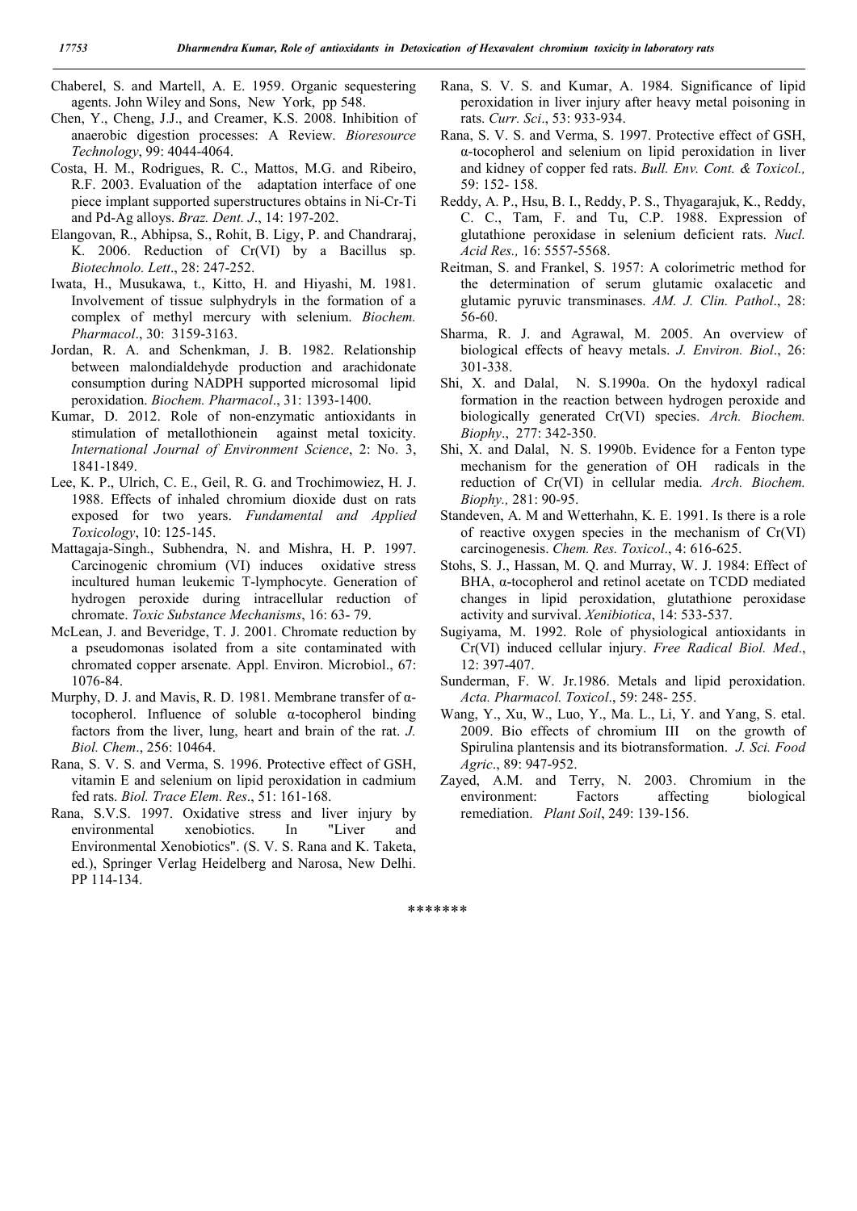Chaberel, S. and Martell, A. E. 1959. Organic sequestering agents. John Wiley and Sons, New York, pp 548.

Chen, Y., Cheng, J.J., and Creamer, K.S. 2008. Inhibition of anaerobic digestion processes: A Review. *Bioresource Technology*, 99: 4044-4064.

Costa, H. M., Rodrigues, R. C., Mattos, M.G. and Ribeiro, R.F. 2003. Evaluation of the adaptation interface of one piece implant supported superstructures obtains in Ni-Cr-Ti and Pd-Ag alloys. *Braz. Dent. J*., 14: 197-202.

Elangovan, R., Abhipsa, S., Rohit, B. Ligy, P. and Chandraraj, K. 2006. Reduction of Cr(VI) by a Bacillus sp. *Biotechnolo. Lett*., 28: 247-252.

Iwata, H., Musukawa, t., Kitto, H. and Hiyashi, M. 1981. Involvement of tissue sulphydryls in the formation of a complex of methyl mercury with selenium. *Biochem. Pharmacol*., 30: 3159-3163.

Jordan, R. A. and Schenkman, J. B. 1982. Relationship between malondialdehyde production and arachidonate consumption during NADPH supported microsomal lipid peroxidation. *Biochem. Pharmacol*., 31: 1393-1400.

Kumar, D. 2012. Role of non-enzymatic antioxidants in stimulation of metallothionein against metal toxicity. *International Journal of Environment Science*, 2: No. 3, 1841-1849.

Lee, K. P., Ulrich, C. E., Geil, R. G. and Trochimowiez, H. J. 1988. Effects of inhaled chromium dioxide dust on rats exposed for two years. *Fundamental and Applied Toxicology*, 10: 125-145.

Mattagaja-Singh., Subhendra, N. and Mishra, H. P. 1997. Carcinogenic chromium (VI) induces oxidative stress incultured human leukemic T-lymphocyte. Generation of hydrogen peroxide during intracellular reduction of chromate. *Toxic Substance Mechanisms*, 16: 63- 79.

McLean, J. and Beveridge, T. J. 2001. Chromate reduction by a pseudomonas isolated from a site contaminated with chromated copper arsenate. Appl. Environ. Microbiol., 67: 1076-84.

Murphy, D. J. and Mavis, R. D. 1981. Membrane transfer of α-tocopherol. Influence of soluble α-tocopherol binding factors from the liver, lung, heart and brain of the rat. *J. Biol. Chem*., 256: 10464.

Rana, S. V. S. and Verma, S. 1996. Protective effect of GSH, vitamin E and selenium on lipid peroxidation in cadmium fed rats. *Biol. Trace Elem. Res*., 51: 161-168.

Rana, S.V.S. 1997. Oxidative stress and liver injury by environmental xenobiotics. In "Liver and Environmental Xenobiotics". (S. V. S. Rana and K. Taketa, ed.), Springer Verlag Heidelberg and Narosa, New Delhi. PP 114-134.

Rana, S. V. S. and Kumar, A. 1984. Significance of lipid peroxidation in liver injury after heavy metal poisoning in rats. *Curr. Sci*., 53: 933-934.

Rana, S. V. S. and Verma, S. 1997. Protective effect of GSH, α-tocopherol and selenium on lipid peroxidation in liver and kidney of copper fed rats. *Bull. Env. Cont. & Toxicol.,* 59: 152- 158.

Reddy, A. P., Hsu, B. I., Reddy, P. S., Thyagarajuk, K., Reddy, C. C., Tam, F. and Tu, C.P. 1988. Expression of glutathione peroxidase in selenium deficient rats. *Nucl. Acid Res.,* 16: 5557-5568.

Reitman, S. and Frankel, S. 1957: A colorimetric method for the determination of serum glutamic oxalacetic and glutamic pyruvic transminases. *AM. J. Clin. Pathol*., 28: 56-60.

Sharma, R. J. and Agrawal, M. 2005. An overview of biological effects of heavy metals. *J. Environ. Biol*., 26: 301-338.

Shi, X. and Dalal, N. S.1990a. On the hydoxyl radical formation in the reaction between hydrogen peroxide and biologically generated Cr(VI) species. *Arch. Biochem. Biophy*., 277: 342-350.

Shi, X. and Dalal, N. S. 1990b. Evidence for a Fenton type mechanism for the generation of OH radicals in the reduction of Cr(VI) in cellular media. *Arch. Biochem. Biophy.,* 281: 90-95.

Standeven, A. M and Wetterhahn, K. E. 1991. Is there is a role of reactive oxygen species in the mechanism of Cr(VI) carcinogenesis. *Chem. Res. Toxicol*., 4: 616-625.

Stohs, S. J., Hassan, M. Q. and Murray, W. J. 1984: Effect of BHA, α-tocopherol and retinol acetate on TCDD mediated changes in lipid peroxidation, glutathione peroxidase activity and survival. *Xenibiotica*, 14: 533-537.

Sugiyama, M. 1992. Role of physiological antioxidants in Cr(VI) induced cellular injury. *Free Radical Biol. Med*., 12: 397-407.

Sunderman, F. W. Jr.1986. Metals and lipid peroxidation. *Acta. Pharmacol. Toxicol*., 59: 248- 255.

Wang, Y., Xu, W., Luo, Y., Ma. L., Li, Y. and Yang, S. etal. 2009. Bio effects of chromium III on the growth of Spirulina plantensis and its biotransformation. *J. Sci. Food Agric*., 89: 947-952.

Zayed, A.M. and Terry, N. 2003. Chromium in the environment: Factors affecting biological remediation. *Plant Soil*, 249: 139-156.

*******